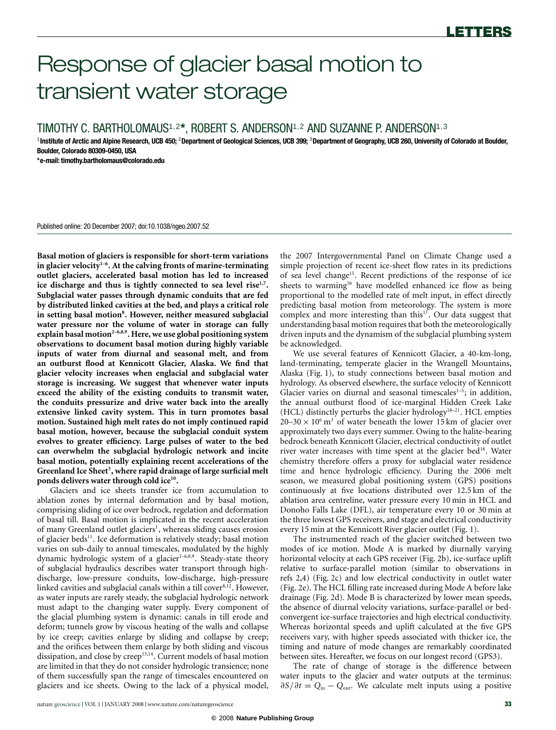# Response of glacier basal motion to transient water storage

TIMOTHY C. BARTHOLOMAUS[1,2*], ROBERT S. ANDERSON[1,2] AND SUZANNE P. ANDERSON[1,3]

[1]Institute of Arctic and Alpine Research, UCB 450; [2]Department of Geological Sciences, UCB 399; [3]Department of Geography, UCB 260, University of Colorado at Boulder, Boulder, Colorado 80309-0450, USA

*e-mail: timothy.bartholomaus@colorado.edu

Published online: 20 December 2007; doi:10.1038/ngeo.2007.52

**Basal motion of glaciers is responsible for short-term variations in glacier velocity[1–6]. At the calving fronts of marine-terminating outlet glaciers, accelerated basal motion has led to increased ice discharge and thus is tightly connected to sea level rise[1,7]. Subglacial water passes through dynamic conduits that are fed by distributed linked cavities at the bed, and plays a critical role in setting basal motion[8]. However, neither measured subglacial water pressure nor the volume of water in storage can fully explain basal motion[2–6,8,9]. Here, we use global positioning system observations to document basal motion during highly variable inputs of water from diurnal and seasonal melt, and from an outburst flood at Kennicott Glacier, Alaska. We find that glacier velocity increases when englacial and subglacial water storage is increasing. We suggest that whenever water inputs exceed the ability of the existing conduits to transmit water, the conduits pressurize and drive water back into the areally extensive linked cavity system. This in turn promotes basal motion. Sustained high melt rates do not imply continued rapid basal motion, however, because the subglacial conduit system evolves to greater efficiency. Large pulses of water to the bed can overwhelm the subglacial hydrologic network and incite basal motion, potentially explaining recent accelerations of the Greenland Ice Sheet[3], where rapid drainage of large surficial melt ponds delivers water through cold ice[10].**

Glaciers and ice sheets transfer ice from accumulation to ablation zones by internal deformation and by basal motion, comprising sliding of ice over bedrock, regelation and deformation of basal till. Basal motion is implicated in the recent acceleration of many Greenland outlet glaciers[1], whereas sliding causes erosion of glacier beds[11]. Ice deformation is relatively steady; basal motion varies on sub-daily to annual timescales, modulated by the highly dynamic hydrologic system of a glacier[1–6,8,9]. Steady-state theory of subglacial hydraulics describes water transport through high-discharge, low-pressure conduits, low-discharge, high-pressure linked cavities and subglacial canals within a till cover[8,12]. However, as water inputs are rarely steady, the subglacial hydrologic network must adapt to the changing water supply. Every component of the glacial plumbing system is dynamic: canals in till erode and deform; tunnels grow by viscous heating of the walls and collapse by ice creep; cavities enlarge by sliding and collapse by creep; and the orifices between them enlarge by both sliding and viscous dissipation, and close by creep[13,14]. Current models of basal motion are limited in that they do not consider hydrologic transience; none of them successfully span the range of timescales encountered on glaciers and ice sheets. Owing to the lack of a physical model, the 2007 Intergovernmental Panel on Climate Change used a simple projection of recent ice-sheet flow rates in its predictions of sea level change[15]. Recent predictions of the response of ice sheets to warming[16] have modelled enhanced ice flow as being proportional to the modelled rate of melt input, in effect directly predicting basal motion from meteorology. The system is more complex and more interesting than this[17]. Our data suggest that understanding basal motion requires that both the meteorologically driven inputs and the dynamism of the subglacial plumbing system be acknowledged.

We use several features of Kennicott Glacier, a 40-km-long, land-terminating, temperate glacier in the Wrangell Mountains, Alaska (Fig. 1), to study connections between basal motion and hydrology. As observed elsewhere, the surface velocity of Kennicott Glacier varies on diurnal and seasonal timescales[1–5]; in addition, the annual outburst flood of ice-marginal Hidden Creek Lake (HCL) distinctly perturbs the glacier hydrology[18–21]. HCL empties $20–30 \times 10^6$ m$^3$ of water beneath the lower 15 km of glacier over approximately two days every summer. Owing to the halite-bearing bedrock beneath Kennicott Glacier, electrical conductivity of outlet river water increases with time spent at the glacier bed[18]. Water chemistry therefore offers a proxy for subglacial water residence time and hence hydrologic efficiency. During the 2006 melt season, we measured global positioning system (GPS) positions continuously at five locations distributed over 12.5 km of the ablation area centreline, water pressure every 10 min in HCL and Donoho Falls Lake (DFL), air temperature every 10 or 30 min at the three lowest GPS receivers, and stage and electrical conductivity every 15 min at the Kennicott River glacier outlet (Fig. 1).

The instrumented reach of the glacier switched between two modes of ice motion. Mode A is marked by diurnally varying horizontal velocity at each GPS receiver (Fig. 2b), ice-surface uplift relative to surface-parallel motion (similar to observations in refs 2,4) (Fig. 2c) and low electrical conductivity in outlet water (Fig. 2e). The HCL filling rate increased during Mode A before lake drainage (Fig. 2d). Mode B is characterized by lower mean speeds, the absence of diurnal velocity variations, surface-parallel or bed-convergent ice-surface trajectories and high electrical conductivity. Whereas horizontal speeds and uplift calculated at the five GPS receivers vary, with higher speeds associated with thicker ice, the timing and nature of mode changes are remarkably coordinated between sites. Hereafter, we focus on our longest record (GPS3).

The rate of change of storage is the difference between water inputs to the glacier and water outputs at the terminus: $\partial S/\partial t = Q_{\text{in}} - Q_{\text{out}}$. We calculate melt inputs using a positive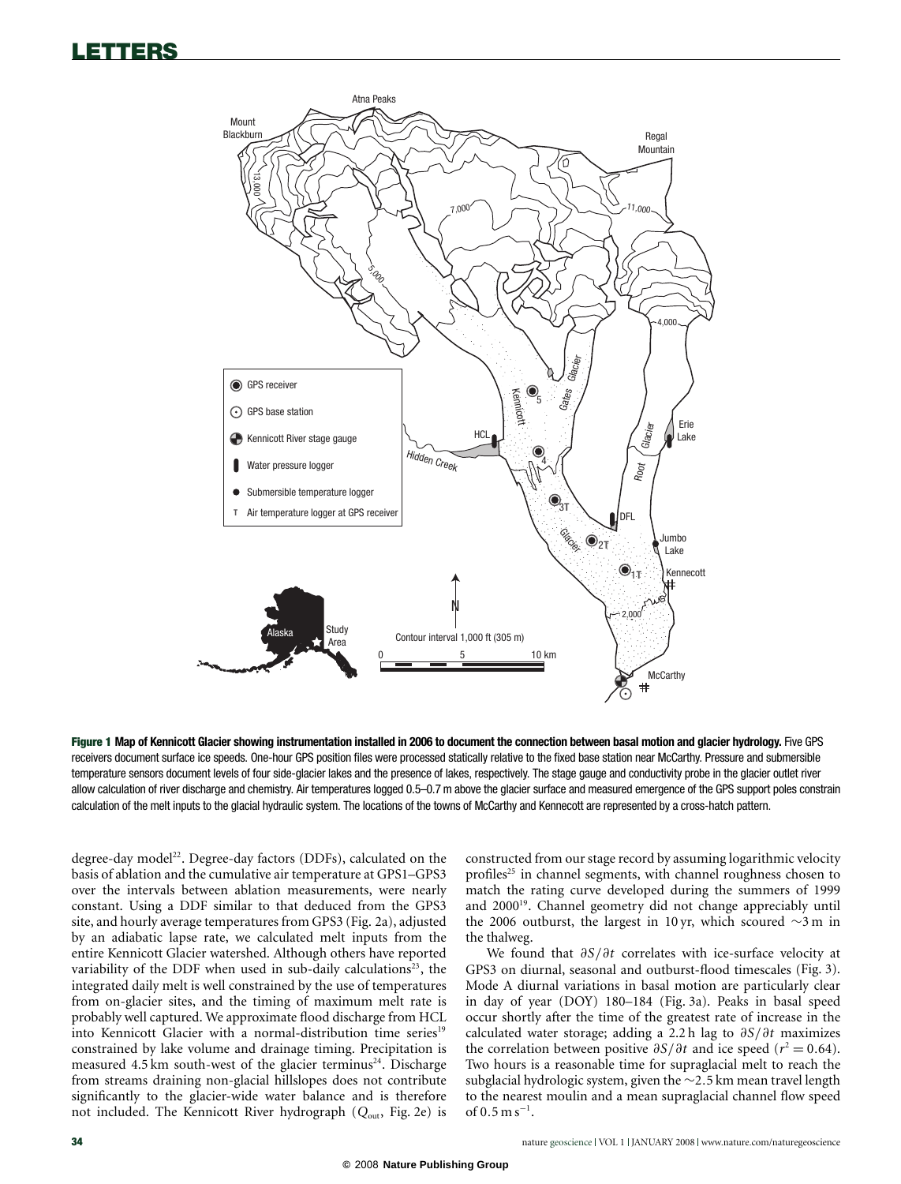Atna Peaks

Mount Blackburn

Regal Mountain

13,000

7,000

11,000

5,000

4,000

GPS receiver

GPS base station

Kennicott River stage gauge

Water pressure logger

Submersible temperature logger

T Air temperature logger at GPS receiver

Kennicott

Gates Glacier

5

HCL

Hidden Creek

4

Root Glacier

Erie Lake

3T

DFL

Glacier

2T

Jumbo Lake

1T

Kennecott

N

2,000

Alaska

Study Area

Contour interval 1,000 ft (305 m)

0 5 10 km

McCarthy

**Figure 1 Map of Kennicott Glacier showing instrumentation installed in 2006 to document the connection between basal motion and glacier hydrology.** Five GPS receivers document surface ice speeds. One-hour GPS position files were processed statically relative to the fixed base station near McCarthy. Pressure and submersible temperature sensors document levels of four side-glacier lakes and the presence of lakes, respectively. The stage gauge and conductivity probe in the glacier outlet river allow calculation of river discharge and chemistry. Air temperatures logged 0.5–0.7 m above the glacier surface and measured emergence of the GPS support poles constrain calculation of the melt inputs to the glacial hydraulic system. The locations of the towns of McCarthy and Kennecott are represented by a cross-hatch pattern.

degree-day model[22]. Degree-day factors (DDFs), calculated on the basis of ablation and the cumulative air temperature at GPS1–GPS3 over the intervals between ablation measurements, were nearly constant. Using a DDF similar to that deduced from the GPS3 site, and hourly average temperatures from GPS3 (Fig. 2a), adjusted by an adiabatic lapse rate, we calculated melt inputs from the entire Kennicott Glacier watershed. Although others have reported variability of the DDF when used in sub-daily calculations[23], the integrated daily melt is well constrained by the use of temperatures from on-glacier sites, and the timing of maximum melt rate is probably well captured. We approximate flood discharge from HCL into Kennicott Glacier with a normal-distribution time series[19] constrained by lake volume and drainage timing. Precipitation is measured 4.5 km south-west of the glacier terminus[24]. Discharge from streams draining non-glacial hillslopes does not contribute significantly to the glacier-wide water balance and is therefore not included. The Kennicott River hydrograph ($Q_{out}$, Fig. 2e) is constructed from our stage record by assuming logarithmic velocity profiles[25] in channel segments, with channel roughness chosen to match the rating curve developed during the summers of 1999 and 2000[19]. Channel geometry did not change appreciably until the 2006 outburst, the largest in 10 yr, which scoured ~3 m in the thalweg.

We found that $\partial S/\partial t$ correlates with ice-surface velocity at GPS3 on diurnal, seasonal and outburst-flood timescales (Fig. 3). Mode A diurnal variations in basal motion are particularly clear in day of year (DOY) 180–184 (Fig. 3a). Peaks in basal speed occur shortly after the time of the greatest rate of increase in the calculated water storage; adding a 2.2 h lag to $\partial S/\partial t$ maximizes the correlation between positive $\partial S/\partial t$ and ice speed ($r^2 = 0.64$). Two hours is a reasonable time for supraglacial melt to reach the subglacial hydrologic system, given the ~2.5 km mean travel length to the nearest moulin and a mean supraglacial channel flow speed of $0.5\ \mathrm{m\,s^{-1}}$.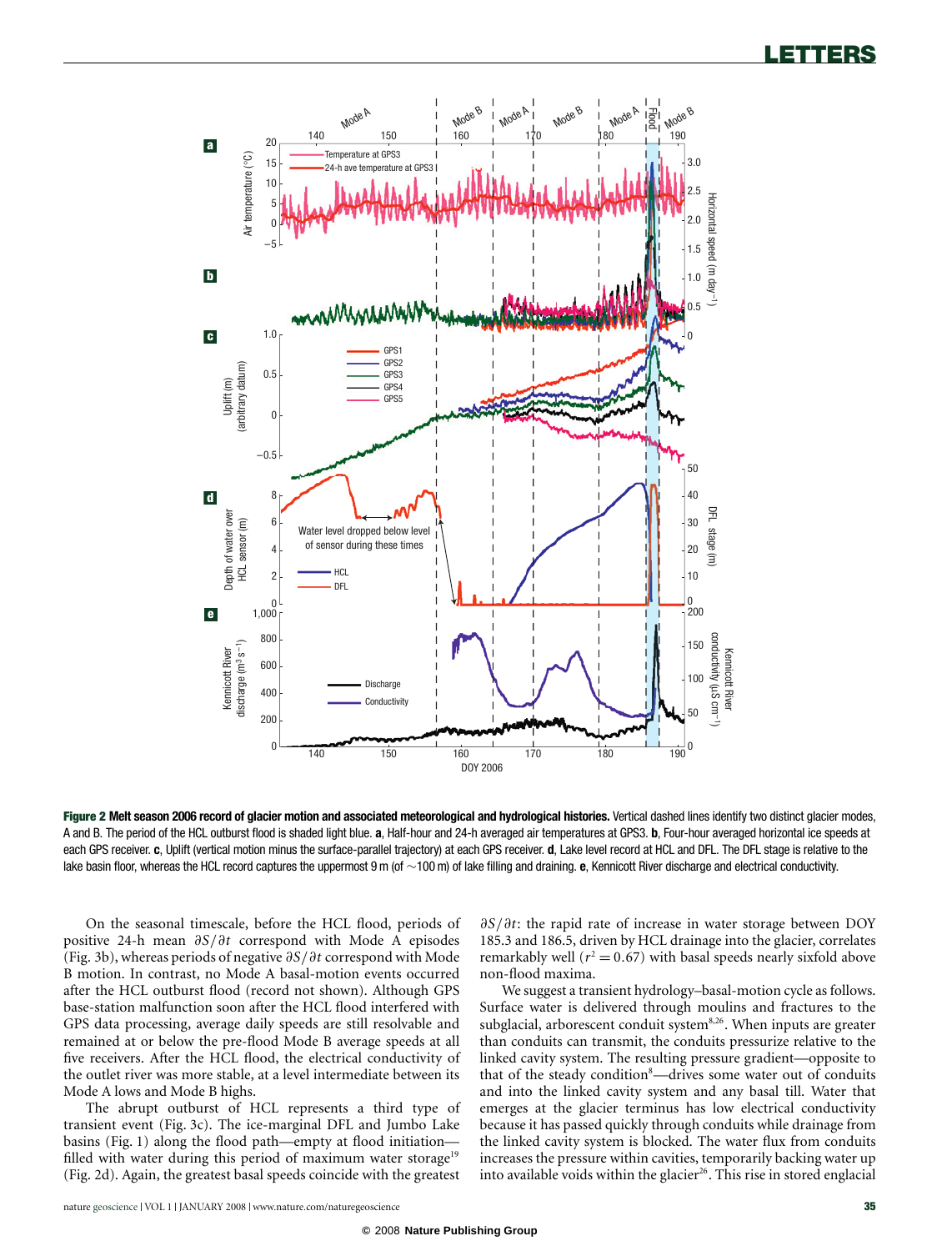Mode A
Mode B
Mode A
Mode B
Mode A
Flood
Mode B

140 150 160 170 180 190

**a**

Air temperature (°C)

20
15
10
5
0
−5

Temperature at GPS3
24-h ave temperature at GPS3

Horizontal speed (m day⁻¹)

3.0
2.5
2.0
1.5
1.0
0.5
0

**b**

**c**

Uplift (m) (arbitrary datum)

1.0
0.5
0
−0.5

GPS1
GPS2
GPS3
GPS4
GPS5

**d**

Depth of water over HCL sensor (m)

8
6
4
2
0

Water level dropped below level of sensor during these times

HCL
DFL

DFL stage (m)

50
40
30
20
10
0

**e**

Kennicott River discharge (m³ s⁻¹)

1,000
800
600
400
200
0

Discharge
Conductivity

Kennicott River conductivity (μS cm⁻¹)

200
150
100
50
0

140 150 160 170 180 190

DOY 2006

**Figure 2 Melt season 2006 record of glacier motion and associated meteorological and hydrological histories.** Vertical dashed lines identify two distinct glacier modes, A and B. The period of the HCL outburst flood is shaded light blue. **a**, Half-hour and 24-h averaged air temperatures at GPS3. **b**, Four-hour averaged horizontal ice speeds at each GPS receiver. **c**, Uplift (vertical motion minus the surface-parallel trajectory) at each GPS receiver. **d**, Lake level record at HCL and DFL. The DFL stage is relative to the lake basin floor, whereas the HCL record captures the uppermost 9 m (of ∼100 m) of lake filling and draining. **e**, Kennicott River discharge and electrical conductivity.

On the seasonal timescale, before the HCL flood, periods of positive 24-h mean $\partial S/\partial t$ correspond with Mode A episodes (Fig. 3b), whereas periods of negative $\partial S/\partial t$ correspond with Mode B motion. In contrast, no Mode A basal-motion events occurred after the HCL outburst flood (record not shown). Although GPS base-station malfunction soon after the HCL flood interfered with GPS data processing, average daily speeds are still resolvable and remained at or below the pre-flood Mode B average speeds at all five receivers. After the HCL flood, the electrical conductivity of the outlet river was more stable, at a level intermediate between its Mode A lows and Mode B highs.

The abrupt outburst of HCL represents a third type of transient event (Fig. 3c). The ice-marginal DFL and Jumbo Lake basins (Fig. 1) along the flood path—empty at flood initiation—filled with water during this period of maximum water storage[19] (Fig. 2d). Again, the greatest basal speeds coincide with the greatest $\partial S/\partial t$: the rapid rate of increase in water storage between DOY 185.3 and 186.5, driven by HCL drainage into the glacier, correlates remarkably well ($r^2 = 0.67$) with basal speeds nearly sixfold above non-flood maxima.

We suggest a transient hydrology–basal-motion cycle as follows. Surface water is delivered through moulins and fractures to the subglacial, arborescent conduit system[8,26]. When inputs are greater than conduits can transmit, the conduits pressurize relative to the linked cavity system. The resulting pressure gradient—opposite to that of the steady condition[8]—drives some water out of conduits and into the linked cavity system and any basal till. Water that emerges at the glacier terminus has low electrical conductivity because it has passed quickly through conduits while drainage from the linked cavity system is blocked. The water flux from conduits increases the pressure within cavities, temporarily backing water up into available voids within the glacier[26]. This rise in stored englacial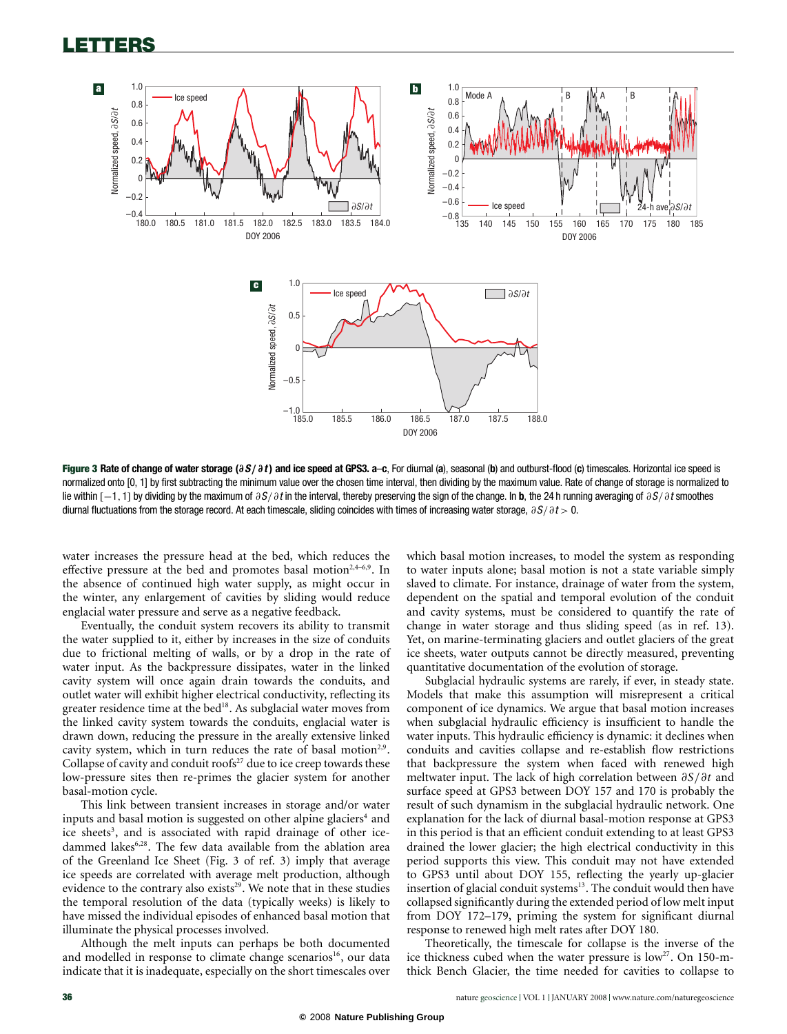a

Ice speed

Normalized speed, $\partial S/\partial t$

1.0
0.8
0.6
0.4
0.2
0
−0.2
−0.4

$\partial S/\partial t$

180.0 180.5 181.0 181.5 182.0 182.5 183.0 183.5 184.0

DOY 2006

b

Mode A B A B A

Normalized speed, $\partial S/\partial t$

1.0
0.8
0.6
0.4
0.2
0
−0.2
−0.4
−0.6
−0.8

Ice speed

24-h ave $\partial S/\partial t$

135 140 145 150 155 160 165 170 175 180 185

DOY 2006

c

Ice speed

$\partial S/\partial t$

Normalized speed, $\partial S/\partial t$

1.0
0.5
0
−0.5
−1.0

185.0 185.5 186.0 186.5 187.0 187.5 188.0

DOY 2006

**Figure 3 Rate of change of water storage ($\partial S/\partial t$) and ice speed at GPS3. a–c**, For diurnal (**a**), seasonal (**b**) and outburst-flood (**c**) timescales. Horizontal ice speed is normalized onto [0, 1] by first subtracting the minimum value over the chosen time interval, then dividing by the maximum value. Rate of change of storage is normalized to lie within [−1, 1] by dividing by the maximum of $\partial S/\partial t$ in the interval, thereby preserving the sign of the change. In **b**, the 24 h running averaging of $\partial S/\partial t$ smoothes diurnal fluctuations from the storage record. At each timescale, sliding coincides with times of increasing water storage, $\partial S/\partial t > 0$.

water increases the pressure head at the bed, which reduces the effective pressure at the bed and promotes basal motion[2,4–6,9]. In the absence of continued high water supply, as might occur in the winter, any enlargement of cavities by sliding would reduce englacial water pressure and serve as a negative feedback.

Eventually, the conduit system recovers its ability to transmit the water supplied to it, either by increases in the size of conduits due to frictional melting of walls, or by a drop in the rate of water input. As the backpressure dissipates, water in the linked cavity system will once again drain towards the conduits, and outlet water will exhibit higher electrical conductivity, reflecting its greater residence time at the bed[18]. As subglacial water moves from the linked cavity system towards the conduits, englacial water is drawn down, reducing the pressure in the areally extensive linked cavity system, which in turn reduces the rate of basal motion[2,9]. Collapse of cavity and conduit roofs[27] due to ice creep towards these low-pressure sites then re-primes the glacier system for another basal-motion cycle.

This link between transient increases in storage and/or water inputs and basal motion is suggested on other alpine glaciers[4] and ice sheets[3], and is associated with rapid drainage of other ice-dammed lakes[6,28]. The few data available from the ablation area of the Greenland Ice Sheet (Fig. 3 of ref. 3) imply that average ice speeds are correlated with average melt production, although evidence to the contrary also exists[29]. We note that in these studies the temporal resolution of the data (typically weeks) is likely to have missed the individual episodes of enhanced basal motion that illuminate the physical processes involved.

Although the melt inputs can perhaps be both documented and modelled in response to climate change scenarios[16], our data indicate that it is inadequate, especially on the short timescales over which basal motion increases, to model the system as responding to water inputs alone; basal motion is not a state variable simply slaved to climate. For instance, drainage of water from the system, dependent on the spatial and temporal evolution of the conduit and cavity systems, must be considered to quantify the rate of change in water storage and thus sliding speed (as in ref. 13). Yet, on marine-terminating glaciers and outlet glaciers of the great ice sheets, water outputs cannot be directly measured, preventing quantitative documentation of the evolution of storage.

Subglacial hydraulic systems are rarely, if ever, in steady state. Models that make this assumption will misrepresent a critical component of ice dynamics. We argue that basal motion increases when subglacial hydraulic efficiency is insufficient to handle the water inputs. This hydraulic efficiency is dynamic: it declines when conduits and cavities collapse and re-establish flow restrictions that backpressure the system when faced with renewed high meltwater input. The lack of high correlation between $\partial S/\partial t$ and surface speed at GPS3 between DOY 157 and 170 is probably the result of such dynamism in the subglacial hydraulic network. One explanation for the lack of diurnal basal-motion response at GPS3 in this period is that an efficient conduit extending to at least GPS3 drained the lower glacier; the high electrical conductivity in this period supports this view. This conduit may not have extended to GPS3 until about DOY 155, reflecting the yearly up-glacier insertion of glacial conduit systems[13]. The conduit would then have collapsed significantly during the extended period of low melt input from DOY 172–179, priming the system for significant diurnal response to renewed high melt rates after DOY 180.

Theoretically, the timescale for collapse is the inverse of the ice thickness cubed when the water pressure is low[27]. On 150-m-thick Bench Glacier, the time needed for cavities to collapse to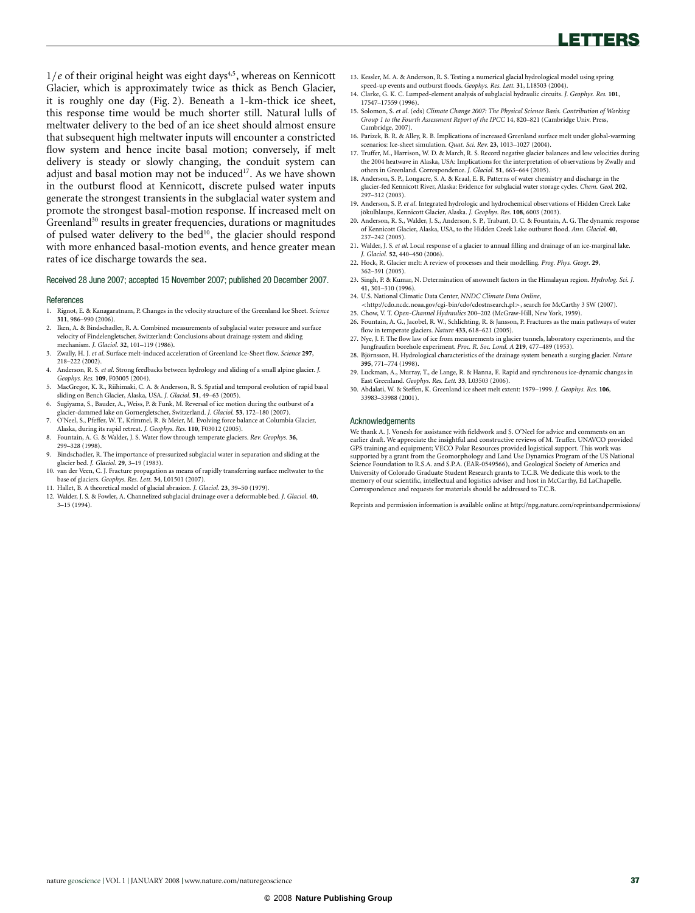$1/e$ of their original height was eight days[4,5], whereas on Kennicott Glacier, which is approximately twice as thick as Bench Glacier, it is roughly one day (Fig. 2). Beneath a 1-km-thick ice sheet, this response time would be much shorter still. Natural lulls of meltwater delivery to the bed of an ice sheet should almost ensure that subsequent high meltwater inputs will encounter a constricted flow system and hence incite basal motion; conversely, if melt delivery is steady or slowly changing, the conduit system can adjust and basal motion may not be induced[17]. As we have shown in the outburst flood at Kennicott, discrete pulsed water inputs generate the strongest transients in the subglacial water system and promote the strongest basal-motion response. If increased melt on Greenland[30] results in greater frequencies, durations or magnitudes of pulsed water delivery to the bed[10], the glacier should respond with more enhanced basal-motion events, and hence greater mean rates of ice discharge towards the sea.

Received 28 June 2007; accepted 15 November 2007; published 20 December 2007.

## References

1. Rignot, E. & Kanagaratnam, P. Changes in the velocity structure of the Greenland Ice Sheet. *Science* **311**, 986–990 (2006).
2. Iken, A. & Bindschadler, R. A. Combined measurements of subglacial water pressure and surface velocity of Findelengletscher, Switzerland: Conclusions about drainage system and sliding mechanism. *J. Glaciol.* **32**, 101–119 (1986).
3. Zwally, H. J. *et al.* Surface melt-induced acceleration of Greenland Ice-Sheet flow. *Science* **297**, 218–222 (2002).
4. Anderson, R. S. *et al.* Strong feedbacks between hydrology and sliding of a small alpine glacier. *J. Geophys. Res.* **109**, F03005 (2004).
5. MacGregor, K. R., Riihimaki, C. A. & Anderson, R. S. Spatial and temporal evolution of rapid basal sliding on Bench Glacier, Alaska, USA. *J. Glaciol.* **51**, 49–63 (2005).
6. Sugiyama, S., Bauder, A., Weiss, P. & Funk, M. Reversal of ice motion during the outburst of a glacier-dammed lake on Gornergletscher, Switzerland. *J. Glaciol.* **53**, 172–180 (2007).
7. O'Neel, S., Pfeffer, W. T., Krimmel, R. & Meier, M. Evolving force balance at Columbia Glacier, Alaska, during its rapid retreat. *J. Geophys. Res.* **110**, F03012 (2005).
8. Fountain, A. G. & Walder, J. S. Water flow through temperate glaciers. *Rev. Geophys.* **36**, 299–328 (1998).
9. Bindschadler, R. The importance of pressurized subglacial water in separation and sliding at the glacier bed. *J. Glaciol.* **29**, 3–19 (1983).
10. van der Veen, C. J. Fracture propagation as means of rapidly transferring surface meltwater to the base of glaciers. *Geophys. Res. Lett.* **34**, L01501 (2007).
11. Hallet, B. A theoretical model of glacial abrasion. *J. Glaciol.* **23**, 39–50 (1979).
12. Walder, J. S. & Fowler, A. Channelized subglacial drainage over a deformable bed. *J. Glaciol.* **40**, 3–15 (1994).
13. Kessler, M. A. & Anderson, R. S. Testing a numerical glacial hydrological model using spring speed-up events and outburst floods. *Geophys. Res. Lett.* **31**, L18503 (2004).
14. Clarke, G. K. C. Lumped-element analysis of subglacial hydraulic circuits. *J. Geophys. Res.* **101**, 17547–17559 (1996).
15. Solomon, S. *et al.* (eds) *Climate Change 2007: The Physical Science Basis. Contribution of Working Group 1 to the Fourth Assessment Report of the IPCC* 14, 820–821 (Cambridge Univ. Press, Cambridge, 2007).
16. Parizek, B. R. & Alley, R. B. Implications of increased Greenland surface melt under global-warming scenarios: Ice-sheet simulation. *Quat. Sci. Rev.* **23**, 1013–1027 (2004).
17. Truffer, M., Harrison, W. D. & March, R. S. Record negative glacier balances and low velocities during the 2004 heatwave in Alaska, USA: Implications for the interpretation of observations by Zwally and others in Greenland. Correspondence. *J. Glaciol.* **51**, 663–664 (2005).
18. Anderson, S. P., Longacre, S. A. & Kraal, E. R. Patterns of water chemistry and discharge in the glacier-fed Kennicott River, Alaska: Evidence for subglacial water storage cycles. *Chem. Geol.* **202**, 297–312 (2003).
19. Anderson, S. P. *et al.* Integrated hydrologic and hydrochemical observations of Hidden Creek Lake jökulhlaups, Kennicott Glacier, Alaska. *J. Geophys. Res.* **108**, 6003 (2003).
20. Anderson, R. S., Walder, J. S., Anderson, S. P., Trabant, D. C. & Fountain, A. G. The dynamic response of Kennicott Glacier, Alaska, USA, to the Hidden Creek Lake outburst flood. *Ann. Glaciol.* **40**, 237–242 (2005).
21. Walder, J. S. *et al.* Local response of a glacier to annual filling and drainage of an ice-marginal lake. *J. Glaciol.* **52**, 440–450 (2006).
22. Hock, R. Glacier melt: A review of processes and their modelling. *Prog. Phys. Geogr.* **29**, 362–391 (2005).
23. Singh, P. & Kumar, N. Determination of snowmelt factors in the Himalayan region. *Hydrolog. Sci. J.* **41**, 301–310 (1996).
24. U.S. National Climatic Data Center, *NNDC Climate Data Online*, <http://cdo.ncdc.noaa.gov/cgi-bin/cdo/cdostnsearch.pl>, search for McCarthy 3 SW (2007).
25. Chow, V. T. *Open-Channel Hydraulics* 200–202 (McGraw-Hill, New York, 1959).
26. Fountain, A. G., Jacobel, R. W., Schlichting, R. & Jansson, P. Fractures as the main pathways of water flow in temperate glaciers. *Nature* **433**, 618–621 (2005).
27. Nye, J. F. The flow law of ice from measurements in glacier tunnels, laboratory experiments, and the Jungfraufirn borehole experiment. *Proc. R. Soc. Lond. A* **219**, 477–489 (1953).
28. Björnsson, H. Hydrological characteristics of the drainage system beneath a surging glacier. *Nature* **395**, 771–774 (1998).
29. Luckman, A., Murray, T., de Lange, R. & Hanna, E. Rapid and synchronous ice-dynamic changes in East Greenland. *Geophys. Res. Lett.* **33**, L03503 (2006).
30. Abdalati, W. & Steffen, K. Greenland ice sheet melt extent: 1979–1999. *J. Geophys. Res.* **106**, 33983–33988 (2001).

## Acknowledgements

We thank A. J. Vonesh for assistance with fieldwork and S. O'Neel for advice and comments on an earlier draft. We appreciate the insightful and constructive reviews of M. Truffer. UNAVCO provided GPS training and equipment; VECO Polar Resources provided logistical support. This work was supported by a grant from the Geomorphology and Land Use Dynamics Program of the US National Science Foundation to R.S.A. and S.P.A. (EAR-0549566), and Geological Society of America and University of Colorado Graduate Student Research grants to T.C.B. We dedicate this work to the memory of our scientific, intellectual and logistics adviser and host in McCarthy, Ed LaChapelle. Correspondence and requests for materials should be addressed to T.C.B.

Reprints and permission information is available online at http://npg.nature.com/reprintsandpermissions/